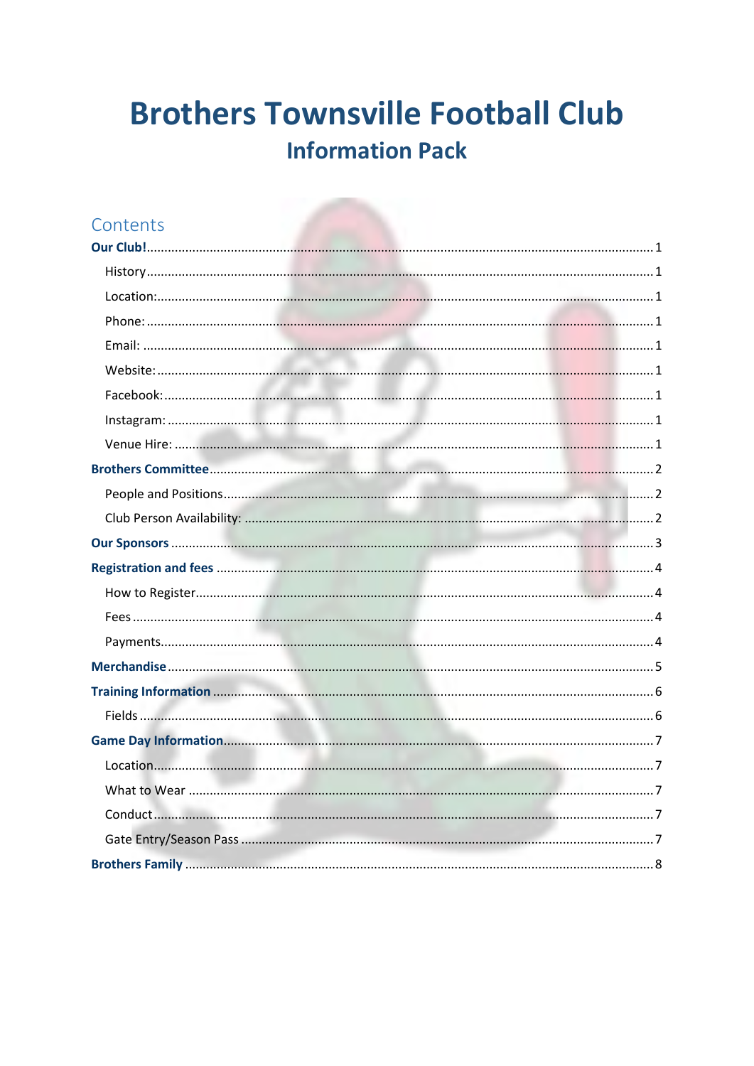# Brothers Townsville Football Club

## Information Pack

## Contents

**Our Club!** ..... 1
- History ..... 1
- Location: ..... 1
- Phone: ..... 1
- Email: ..... 1
- Website: ..... 1
- Facebook: ..... 1
- Instagram: ..... 1
- Venue Hire: ..... 1

**Brothers Committee** ..... 2
- People and Positions ..... 2
- Club Person Availability: ..... 2

**Our Sponsors** ..... 3

**Registration and fees** ..... 4
- How to Register ..... 4
- Fees ..... 4
- Payments ..... 4

**Merchandise** ..... 5

**Training Information** ..... 6
- Fields ..... 6

**Game Day Information** ..... 7
- Location ..... 7
- What to Wear ..... 7
- Conduct ..... 7
- Gate Entry/Season Pass ..... 7

**Brothers Family** ..... 8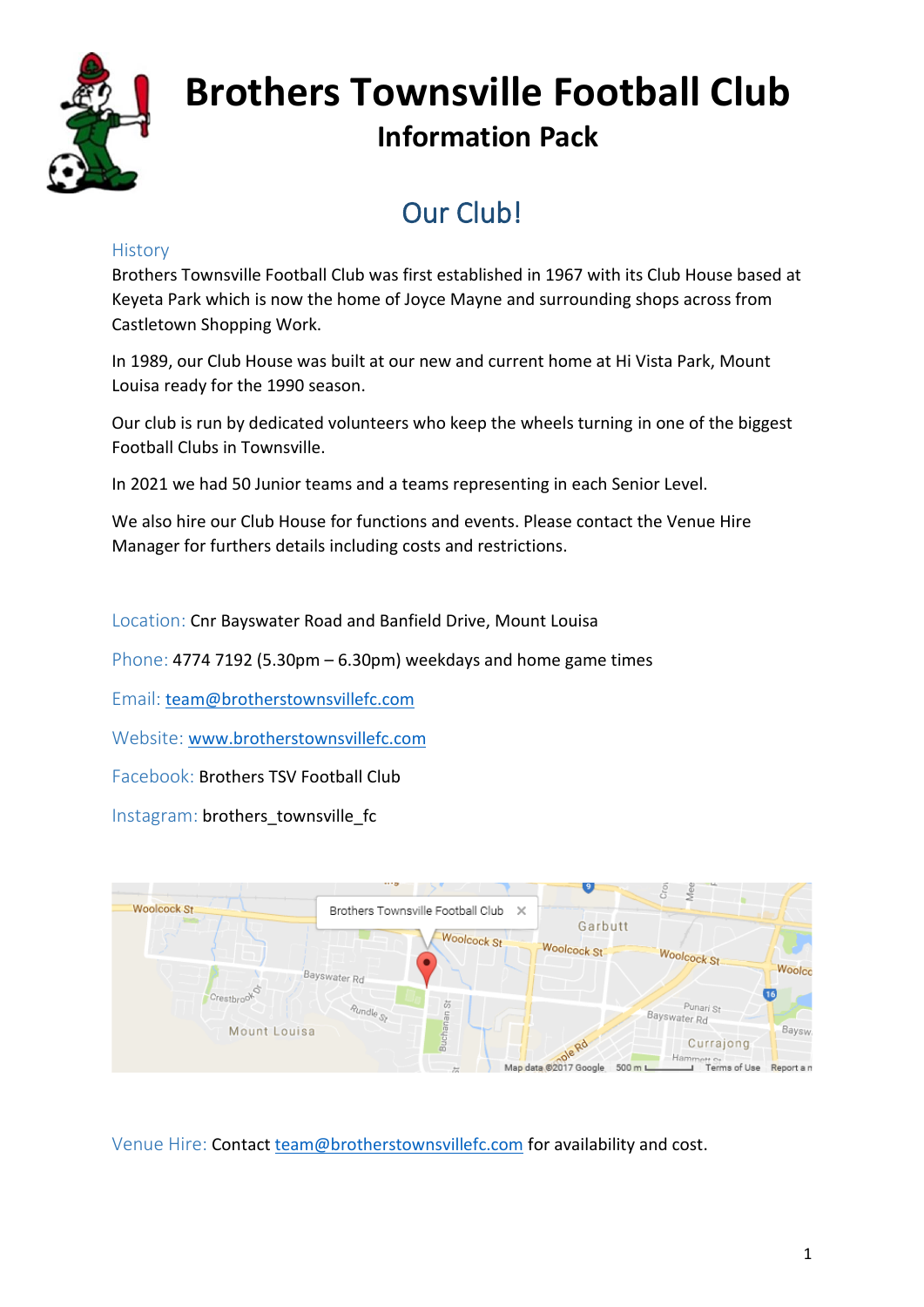# Brothers Townsville Football Club

## Information Pack

## Our Club!

### History

Brothers Townsville Football Club was first established in 1967 with its Club House based at Keyeta Park which is now the home of Joyce Mayne and surrounding shops across from Castletown Shopping Work.

In 1989, our Club House was built at our new and current home at Hi Vista Park, Mount Louisa ready for the 1990 season.

Our club is run by dedicated volunteers who keep the wheels turning in one of the biggest Football Clubs in Townsville.

In 2021 we had 50 Junior teams and a teams representing in each Senior Level.

We also hire our Club House for functions and events. Please contact the Venue Hire Manager for furthers details including costs and restrictions.

Location: Cnr Bayswater Road and Banfield Drive, Mount Louisa

Phone: 4774 7192 (5.30pm – 6.30pm) weekdays and home game times

Email: team@brotherstownsvillefc.com

Website: www.brotherstownsvillefc.com

Facebook: Brothers TSV Football Club

Instagram: brothers_townsville_fc

Venue Hire: Contact team@brotherstownsvillefc.com for availability and cost.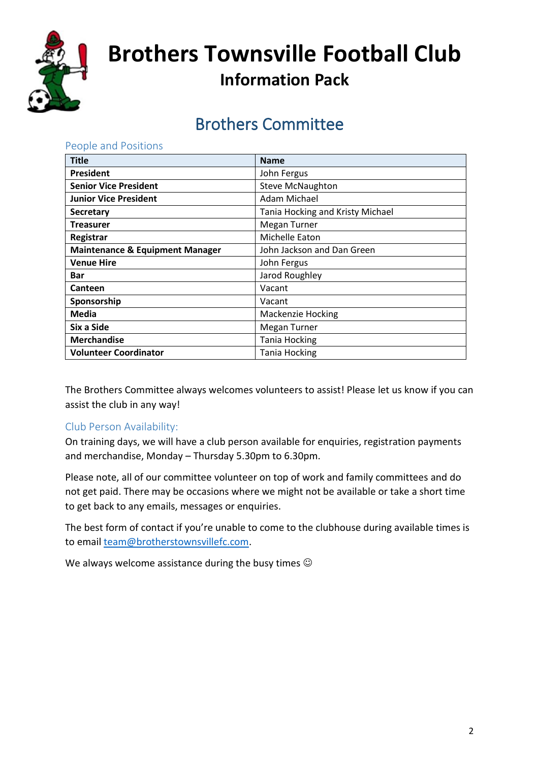# Brothers Townsville Football Club

## Information Pack

## Brothers Committee

### People and Positions

| Title | Name |
| --- | --- |
| **President** | John Fergus |
| **Senior Vice President** | Steve McNaughton |
| **Junior Vice President** | Adam Michael |
| **Secretary** | Tania Hocking and Kristy Michael |
| **Treasurer** | Megan Turner |
| **Registrar** | Michelle Eaton |
| **Maintenance & Equipment Manager** | John Jackson and Dan Green |
| **Venue Hire** | John Fergus |
| **Bar** | Jarod Roughley |
| **Canteen** | Vacant |
| **Sponsorship** | Vacant |
| **Media** | Mackenzie Hocking |
| **Six a Side** | Megan Turner |
| **Merchandise** | Tania Hocking |
| **Volunteer Coordinator** | Tania Hocking |

The Brothers Committee always welcomes volunteers to assist! Please let us know if you can assist the club in any way!

### Club Person Availability:

On training days, we will have a club person available for enquiries, registration payments and merchandise, Monday – Thursday 5.30pm to 6.30pm.

Please note, all of our committee volunteer on top of work and family committees and do not get paid. There may be occasions where we might not be available or take a short time to get back to any emails, messages or enquiries.

The best form of contact if you're unable to come to the clubhouse during available times is to email team@brotherstownsvillefc.com.

We always welcome assistance during the busy times ☺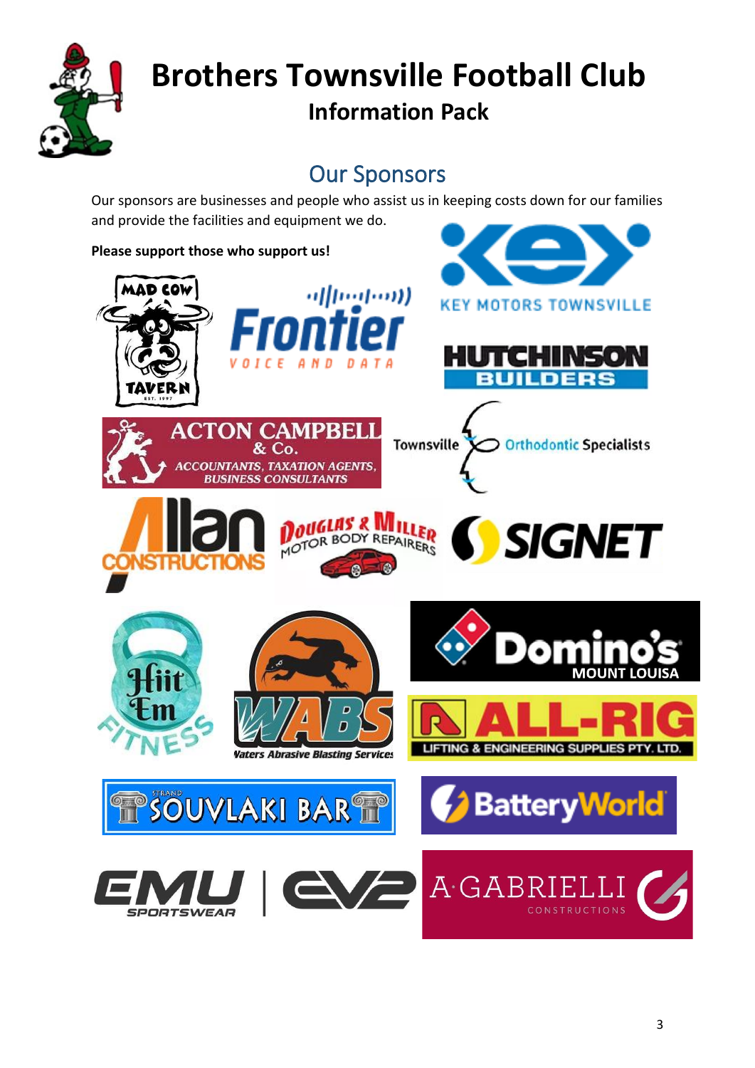# Brothers Townsville Football Club

## Information Pack

## Our Sponsors

Our sponsors are businesses and people who assist us in keeping costs down for our families and provide the facilities and equipment we do.

**Please support those who support us!**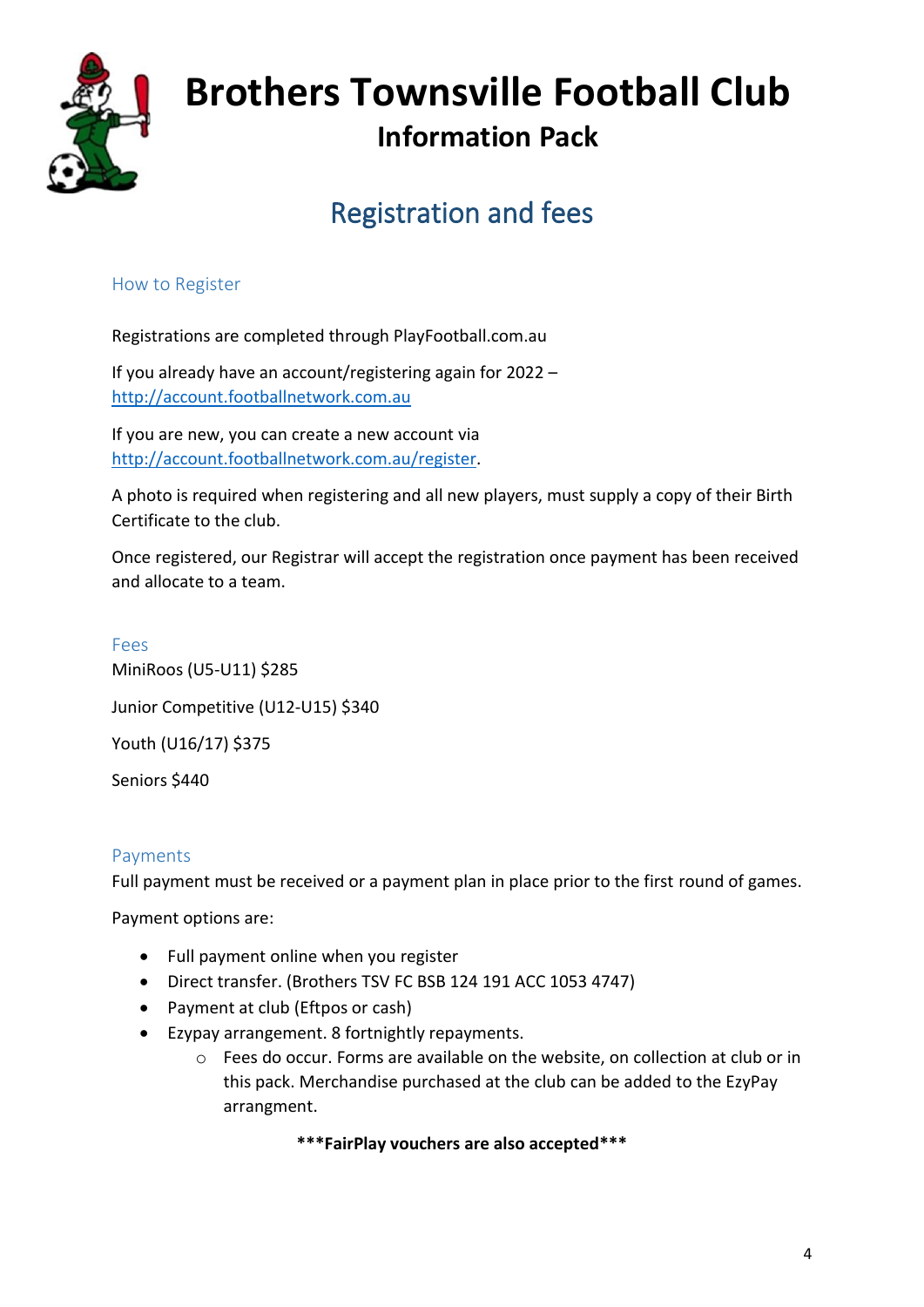# Brothers Townsville Football Club

## Information Pack

## Registration and fees

### How to Register

Registrations are completed through PlayFootball.com.au

If you already have an account/registering again for 2022 – [http://account.footballnetwork.com.au](http://account.footballnetwork.com.au)

If you are new, you can create a new account via [http://account.footballnetwork.com.au/register](http://account.footballnetwork.com.au/register).

A photo is required when registering and all new players, must supply a copy of their Birth Certificate to the club.

Once registered, our Registrar will accept the registration once payment has been received and allocate to a team.

### Fees

MiniRoos (U5-U11) $285

Junior Competitive (U12-U15) $340

Youth (U16/17) $375

Seniors $440

### Payments

Full payment must be received or a payment plan in place prior to the first round of games.

Payment options are:

- Full payment online when you register
- Direct transfer. (Brothers TSV FC BSB 124 191 ACC 1053 4747)
- Payment at club (Eftpos or cash)
- Ezypay arrangement. 8 fortnightly repayments.
  - Fees do occur. Forms are available on the website, on collection at club or in this pack. Merchandise purchased at the club can be added to the EzyPay arrangment.

**\*\*\*FairPlay vouchers are also accepted\*\*\***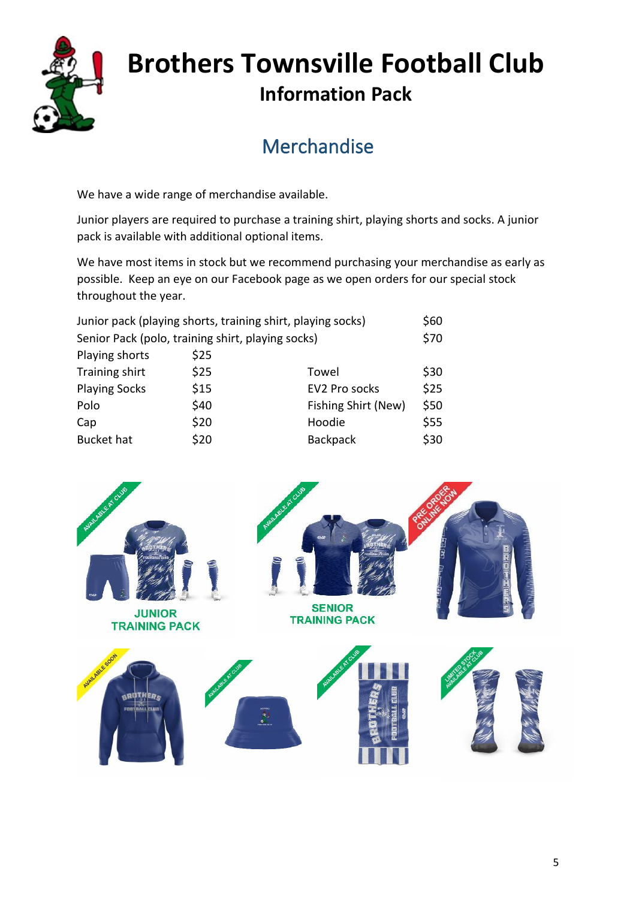# Brothers Townsville Football Club

## Information Pack

## Merchandise

We have a wide range of merchandise available.

Junior players are required to purchase a training shirt, playing shorts and socks. A junior pack is available with additional optional items.

We have most items in stock but we recommend purchasing your merchandise as early as possible. Keep an eye on our Facebook page as we open orders for our special stock throughout the year.

| Item | Price | Item | Price |
|---|---|---|---|
| Junior pack (playing shorts, training shirt, playing socks) | | | $60 |
| Senior Pack (polo, training shirt, playing socks) | | | $70 |
| Playing shorts | $25 | | |
| Training shirt | $25 | Towel | $30 |
| Playing Socks | $15 | EV2 Pro socks | $25 |
| Polo | $40 | Fishing Shirt (New) | $50 |
| Cap | $20 | Hoodie | $55 |
| Bucket hat | $20 | Backpack | $30 |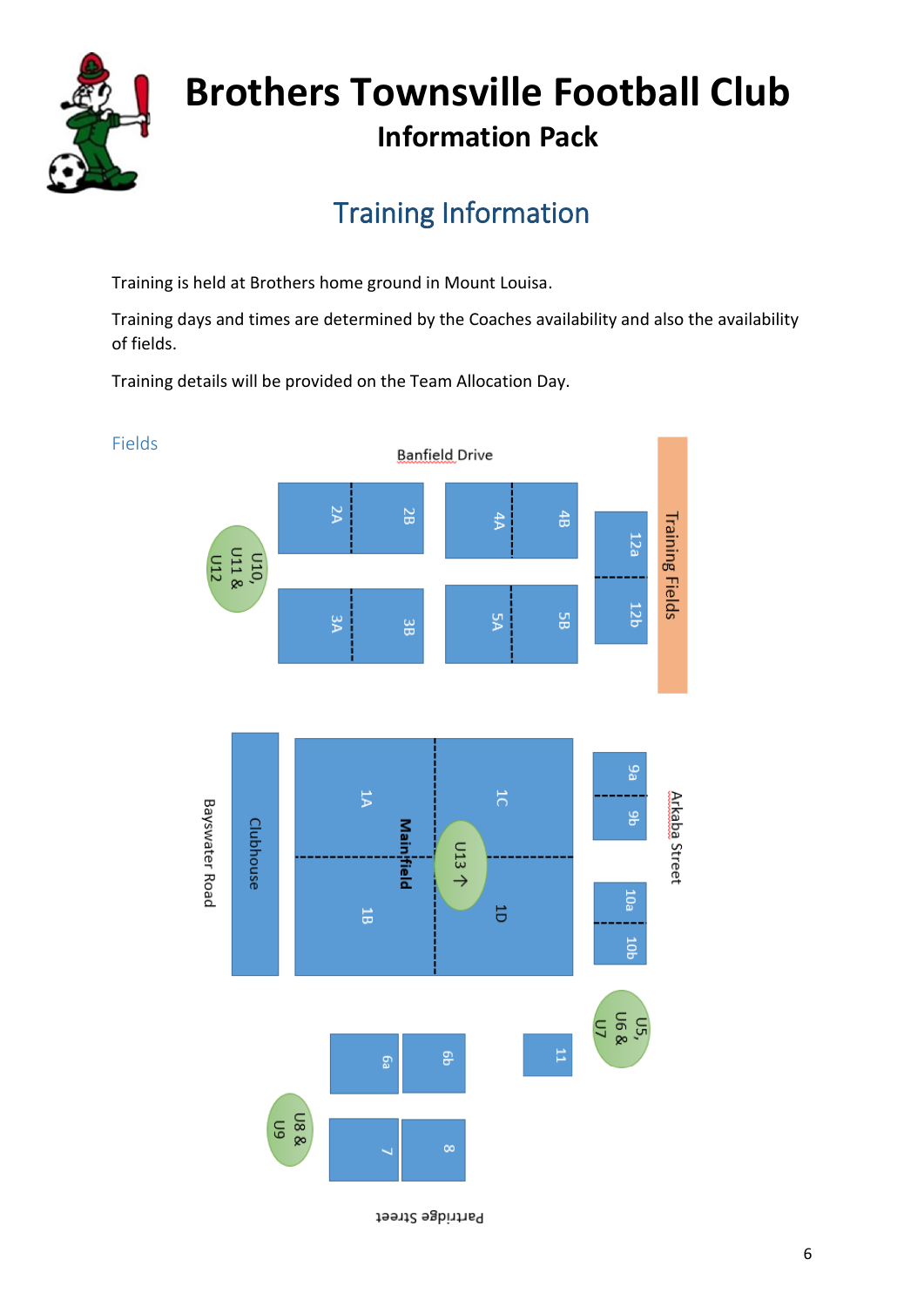# Brothers Townsville Football Club

## Information Pack

## Training Information

Training is held at Brothers home ground in Mount Louisa.

Training days and times are determined by the Coaches availability and also the availability of fields.

Training details will be provided on the Team Allocation Day.

### Fields

Banfield Drive

2A 2B 4A 4B 12a 12b Training Fields

U10, U11 & U12

3A 3B 5A 5B

Bayswater Road Clubhouse 1A 1B Main field 1C 1D U13 → 9a 9b 10a 10b Arkaba Street

U5, U6 & U7

6a 6b 11

U8 & U9

7 8

Partridge Street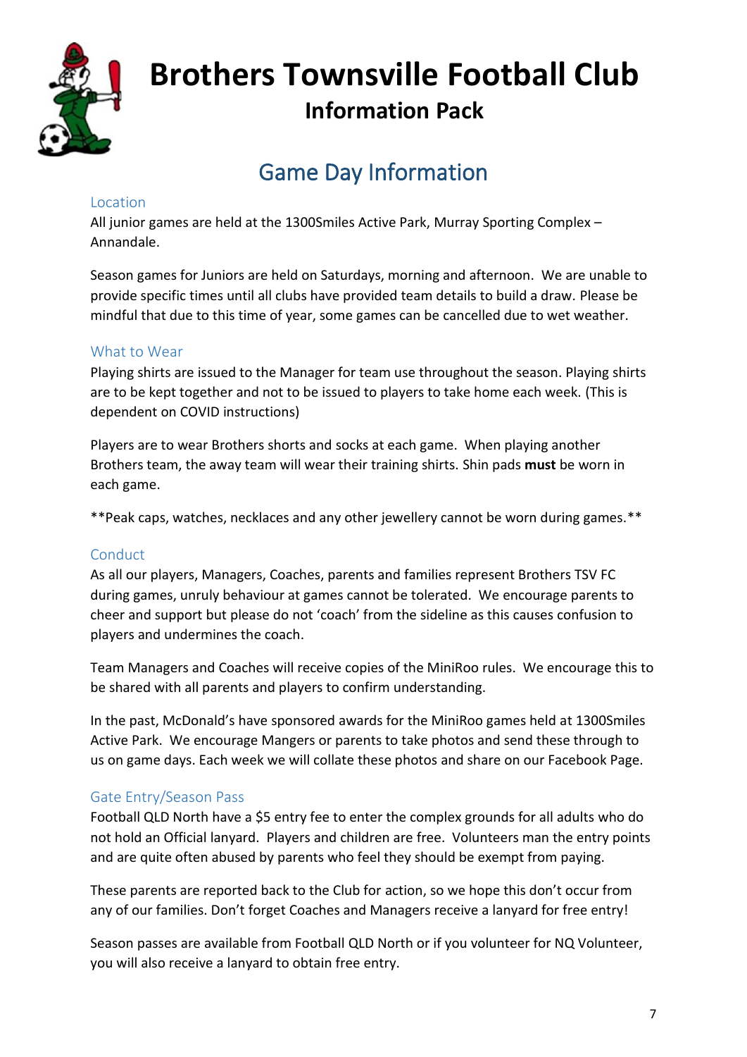# Brothers Townsville Football Club

## Information Pack

## Game Day Information

### Location

All junior games are held at the 1300Smiles Active Park, Murray Sporting Complex – Annandale.

Season games for Juniors are held on Saturdays, morning and afternoon. We are unable to provide specific times until all clubs have provided team details to build a draw. Please be mindful that due to this time of year, some games can be cancelled due to wet weather.

### What to Wear

Playing shirts are issued to the Manager for team use throughout the season. Playing shirts are to be kept together and not to be issued to players to take home each week. (This is dependent on COVID instructions)

Players are to wear Brothers shorts and socks at each game. When playing another Brothers team, the away team will wear their training shirts. Shin pads **must** be worn in each game.

**Peak caps, watches, necklaces and any other jewellery cannot be worn during games.**

### Conduct

As all our players, Managers, Coaches, parents and families represent Brothers TSV FC during games, unruly behaviour at games cannot be tolerated. We encourage parents to cheer and support but please do not 'coach' from the sideline as this causes confusion to players and undermines the coach.

Team Managers and Coaches will receive copies of the MiniRoo rules. We encourage this to be shared with all parents and players to confirm understanding.

In the past, McDonald's have sponsored awards for the MiniRoo games held at 1300Smiles Active Park. We encourage Mangers or parents to take photos and send these through to us on game days. Each week we will collate these photos and share on our Facebook Page.

### Gate Entry/Season Pass

Football QLD North have a $5 entry fee to enter the complex grounds for all adults who do not hold an Official lanyard. Players and children are free. Volunteers man the entry points and are quite often abused by parents who feel they should be exempt from paying.

These parents are reported back to the Club for action, so we hope this don't occur from any of our families. Don't forget Coaches and Managers receive a lanyard for free entry!

Season passes are available from Football QLD North or if you volunteer for NQ Volunteer, you will also receive a lanyard to obtain free entry.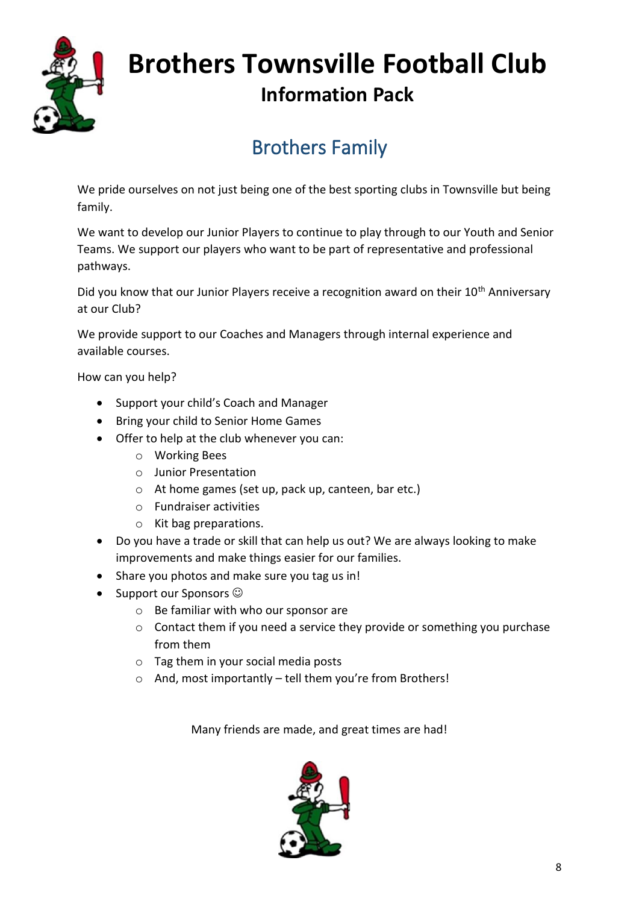# Brothers Townsville Football Club

## Information Pack

## Brothers Family

We pride ourselves on not just being one of the best sporting clubs in Townsville but being family.

We want to develop our Junior Players to continue to play through to our Youth and Senior Teams. We support our players who want to be part of representative and professional pathways.

Did you know that our Junior Players receive a recognition award on their 10th Anniversary at our Club?

We provide support to our Coaches and Managers through internal experience and available courses.

How can you help?

- Support your child's Coach and Manager
- Bring your child to Senior Home Games
- Offer to help at the club whenever you can:
  - Working Bees
  - Junior Presentation
  - At home games (set up, pack up, canteen, bar etc.)
  - Fundraiser activities
  - Kit bag preparations.
- Do you have a trade or skill that can help us out? We are always looking to make improvements and make things easier for our families.
- Share you photos and make sure you tag us in!
- Support our Sponsors ☺
  - Be familiar with who our sponsor are
  - Contact them if you need a service they provide or something you purchase from them
  - Tag them in your social media posts
  - And, most importantly – tell them you're from Brothers!

Many friends are made, and great times are had!